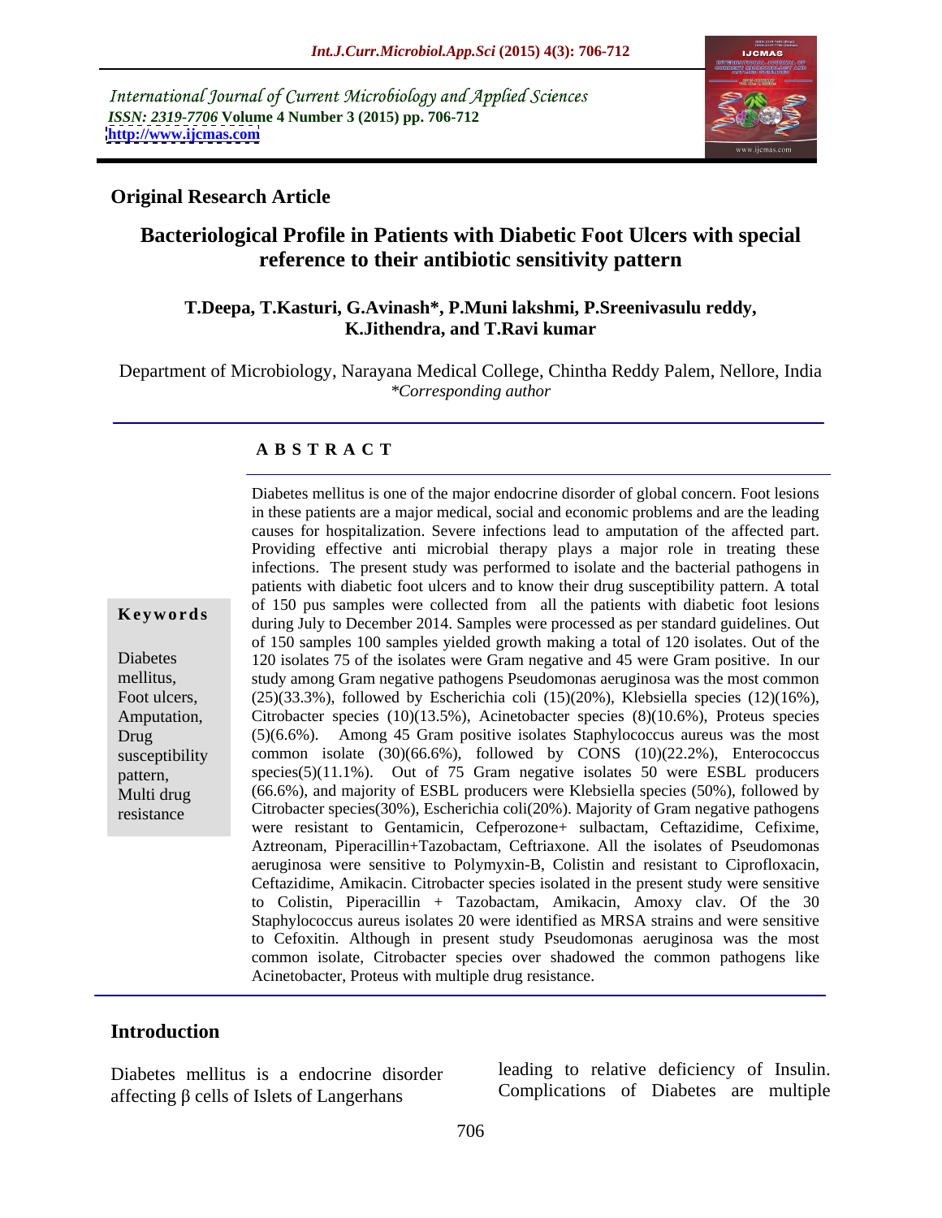International Journal of Current Microbiology and Applied Sciences
*ISSN: 2319-7706* **Volume 4 Number 3 (2015) pp. 706-712**
**http://www.ijcmas.com**

## Original Research Article

# Bacteriological Profile in Patients with Diabetic Foot Ulcers with special reference to their antibiotic sensitivity pattern

**T.Deepa, T.Kasturi, G.Avinash\*, P.Muni lakshmi, P.Sreenivasulu reddy, K.Jithendra, and T.Ravi kumar**

Department of Microbiology, Narayana Medical College, Chintha Reddy Palem, Nellore, India
*\*Corresponding author*

### A B S T R A C T

**Keywords**

Diabetes mellitus, Foot ulcers, Amputation, Drug susceptibility pattern, Multi drug resistance

Diabetes mellitus is one of the major endocrine disorder of global concern. Foot lesions in these patients are a major medical, social and economic problems and are the leading causes for hospitalization. Severe infections lead to amputation of the affected part. Providing effective anti microbial therapy plays a major role in treating these infections. The present study was performed to isolate and the bacterial pathogens in patients with diabetic foot ulcers and to know their drug susceptibility pattern. A total of 150 pus samples were collected from all the patients with diabetic foot lesions during July to December 2014. Samples were processed as per standard guidelines. Out of 150 samples 100 samples yielded growth making a total of 120 isolates. Out of the 120 isolates 75 of the isolates were Gram negative and 45 were Gram positive. In our study among Gram negative pathogens Pseudomonas aeruginosa was the most common (25)(33.3%), followed by Escherichia coli (15)(20%), Klebsiella species (12)(16%), Citrobacter species (10)(13.5%), Acinetobacter species (8)(10.6%), Proteus species (5)(6.6%). Among 45 Gram positive isolates Staphylococcus aureus was the most common isolate (30)(66.6%), followed by CONS (10)(22.2%), Enterococcus species(5)(11.1%). Out of 75 Gram negative isolates 50 were ESBL producers (66.6%), and majority of ESBL producers were Klebsiella species (50%), followed by Citrobacter species(30%), Escherichia coli(20%). Majority of Gram negative pathogens were resistant to Gentamicin, Cefperozone+ sulbactam, Ceftazidime, Cefixime, Aztreonam, Piperacillin+Tazobactam, Ceftriaxone. All the isolates of Pseudomonas aeruginosa were sensitive to Polymyxin-B, Colistin and resistant to Ciprofloxacin, Ceftazidime, Amikacin. Citrobacter species isolated in the present study were sensitive to Colistin, Piperacillin + Tazobactam, Amikacin, Amoxy clav. Of the 30 Staphylococcus aureus isolates 20 were identified as MRSA strains and were sensitive to Cefoxitin. Although in present study Pseudomonas aeruginosa was the most common isolate, Citrobacter species over shadowed the common pathogens like Acinetobacter, Proteus with multiple drug resistance.

## Introduction

Diabetes mellitus is a endocrine disorder affecting β cells of Islets of Langerhans leading to relative deficiency of Insulin. Complications of Diabetes are multiple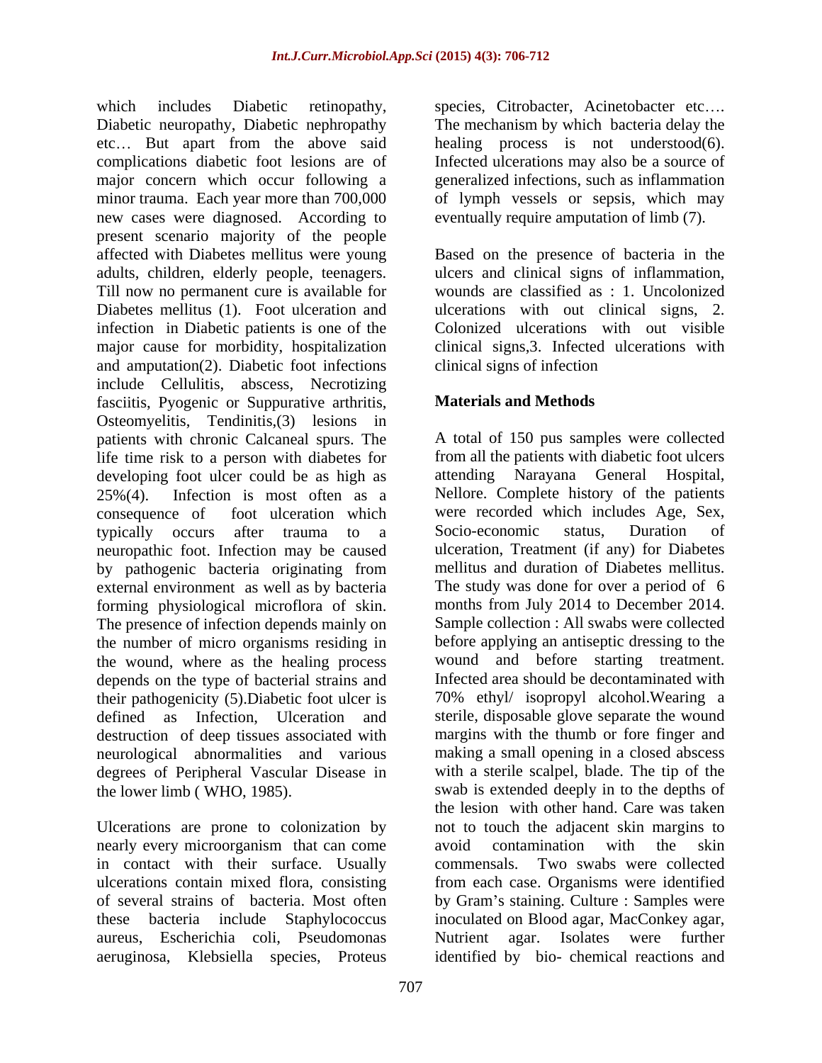which includes Diabetic retinopathy, Diabetic neuropathy, Diabetic nephropathy etc… But apart from the above said complications diabetic foot lesions are of major concern which occur following a minor trauma. Each year more than 700,000 new cases were diagnosed. According to present scenario majority of the people affected with Diabetes mellitus were young adults, children, elderly people, teenagers. Till now no permanent cure is available for Diabetes mellitus (1). Foot ulceration and infection in Diabetic patients is one of the major cause for morbidity, hospitalization and amputation(2). Diabetic foot infections include Cellulitis, abscess, Necrotizing fasciitis, Pyogenic or Suppurative arthritis, Osteomyelitis, Tendinitis,(3) lesions in patients with chronic Calcaneal spurs. The life time risk to a person with diabetes for developing foot ulcer could be as high as 25%(4). Infection is most often as a consequence of foot ulceration which typically occurs after trauma to a neuropathic foot. Infection may be caused by pathogenic bacteria originating from external environment as well as by bacteria forming physiological microflora of skin. The presence of infection depends mainly on the number of micro organisms residing in the wound, where as the healing process depends on the type of bacterial strains and their pathogenicity (5).Diabetic foot ulcer is defined as Infection, Ulceration and destruction of deep tissues associated with neurological abnormalities and various degrees of Peripheral Vascular Disease in the lower limb ( WHO, 1985).

Ulcerations are prone to colonization by nearly every microorganism that can come in contact with their surface. Usually ulcerations contain mixed flora, consisting of several strains of bacteria. Most often these bacteria include Staphylococcus aureus, Escherichia coli, Pseudomonas aeruginosa, Klebsiella species, Proteus species, Citrobacter, Acinetobacter etc…. The mechanism by which bacteria delay the healing process is not understood(6). Infected ulcerations may also be a source of generalized infections, such as inflammation of lymph vessels or sepsis, which may eventually require amputation of limb (7).

Based on the presence of bacteria in the ulcers and clinical signs of inflammation, wounds are classified as : 1. Uncolonized ulcerations with out clinical signs, 2. Colonized ulcerations with out visible clinical signs,3. Infected ulcerations with clinical signs of infection

## Materials and Methods

A total of 150 pus samples were collected from all the patients with diabetic foot ulcers attending Narayana General Hospital, Nellore. Complete history of the patients were recorded which includes Age, Sex, Socio-economic status, Duration of ulceration, Treatment (if any) for Diabetes mellitus and duration of Diabetes mellitus. The study was done for over a period of 6 months from July 2014 to December 2014. Sample collection : All swabs were collected before applying an antiseptic dressing to the wound and before starting treatment. Infected area should be decontaminated with 70% ethyl/ isopropyl alcohol.Wearing a sterile, disposable glove separate the wound margins with the thumb or fore finger and making a small opening in a closed abscess with a sterile scalpel, blade. The tip of the swab is extended deeply in to the depths of the lesion with other hand. Care was taken not to touch the adjacent skin margins to avoid contamination with the skin commensals. Two swabs were collected from each case. Organisms were identified by Gram's staining. Culture : Samples were inoculated on Blood agar, MacConkey agar, Nutrient agar. Isolates were further identified by bio- chemical reactions and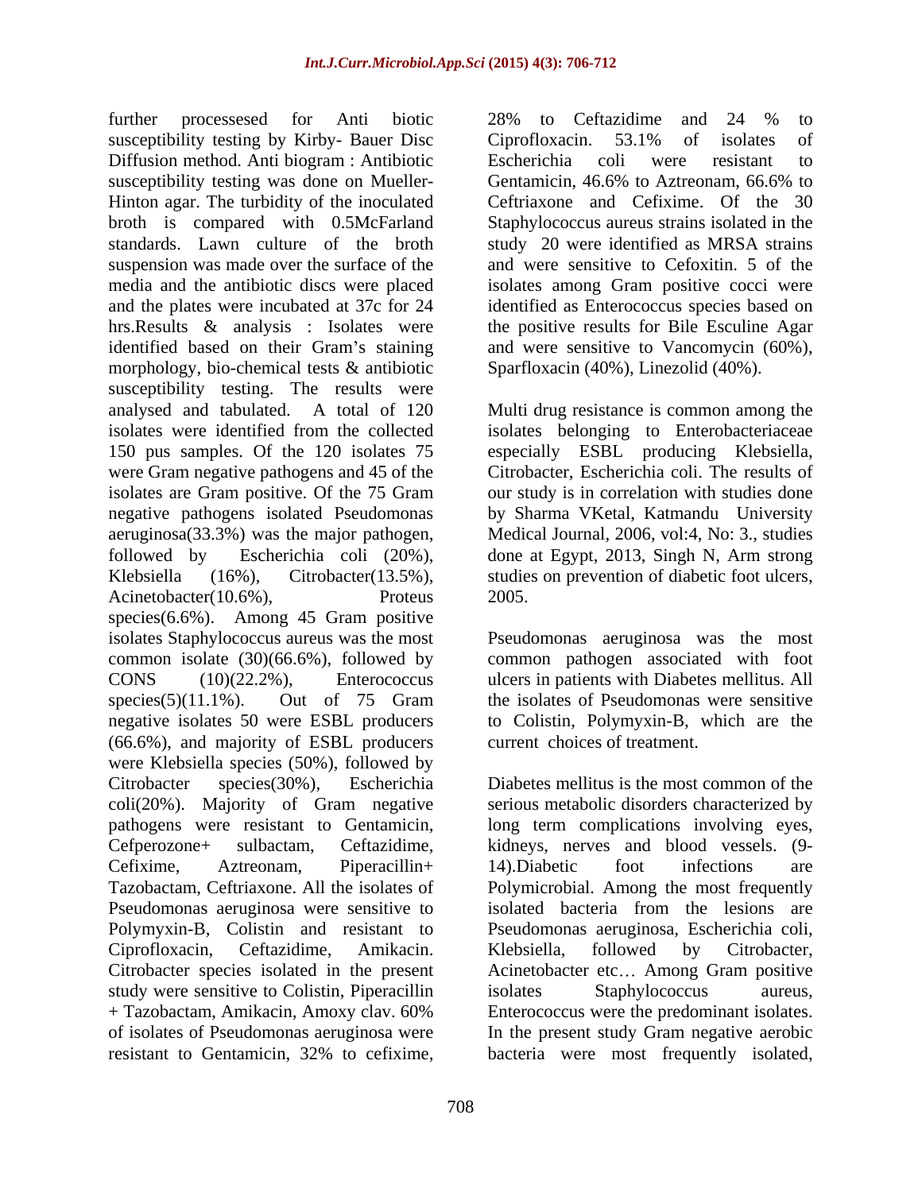further processesed for Anti biotic susceptibility testing by Kirby- Bauer Disc Diffusion method. Anti biogram : Antibiotic susceptibility testing was done on Mueller-Hinton agar. The turbidity of the inoculated broth is compared with 0.5McFarland standards. Lawn culture of the broth suspension was made over the surface of the media and the antibiotic discs were placed and the plates were incubated at 37c for 24 hrs.Results & analysis : Isolates were identified based on their Gram's staining morphology, bio-chemical tests & antibiotic susceptibility testing. The results were analysed and tabulated. A total of 120 isolates were identified from the collected 150 pus samples. Of the 120 isolates 75 were Gram negative pathogens and 45 of the isolates are Gram positive. Of the 75 Gram negative pathogens isolated Pseudomonas aeruginosa(33.3%) was the major pathogen, followed by Escherichia coli (20%), Klebsiella (16%), Citrobacter(13.5%), Acinetobacter(10.6%), Proteus species(6.6%). Among 45 Gram positive isolates Staphylococcus aureus was the most common isolate (30)(66.6%), followed by CONS (10)(22.2%), Enterococcus species(5)(11.1%). Out of 75 Gram negative isolates 50 were ESBL producers (66.6%), and majority of ESBL producers were Klebsiella species (50%), followed by Citrobacter species(30%), Escherichia coli(20%). Majority of Gram negative pathogens were resistant to Gentamicin, Cefperozone+ sulbactam, Ceftazidime, Cefixime, Aztreonam, Piperacillin+ Tazobactam, Ceftriaxone. All the isolates of Pseudomonas aeruginosa were sensitive to Polymyxin-B, Colistin and resistant to Ciprofloxacin, Ceftazidime, Amikacin. Citrobacter species isolated in the present study were sensitive to Colistin, Piperacillin + Tazobactam, Amikacin, Amoxy clav. 60% of isolates of Pseudomonas aeruginosa were resistant to Gentamicin, 32% to cefixime, 28% to Ceftazidime and 24 % to Ciprofloxacin. 53.1% of isolates of Escherichia coli were resistant to Gentamicin, 46.6% to Aztreonam, 66.6% to Ceftriaxone and Cefixime. Of the 30 Staphylococcus aureus strains isolated in the study 20 were identified as MRSA strains and were sensitive to Cefoxitin. 5 of the isolates among Gram positive cocci were identified as Enterococcus species based on the positive results for Bile Esculine Agar and were sensitive to Vancomycin (60%), Sparfloxacin (40%), Linezolid (40%).

Multi drug resistance is common among the isolates belonging to Enterobacteriaceae especially ESBL producing Klebsiella, Citrobacter, Escherichia coli. The results of our study is in correlation with studies done by Sharma VKetal, Katmandu University Medical Journal, 2006, vol:4, No: 3., studies done at Egypt, 2013, Singh N, Arm strong studies on prevention of diabetic foot ulcers, 2005.

Pseudomonas aeruginosa was the most common pathogen associated with foot ulcers in patients with Diabetes mellitus. All the isolates of Pseudomonas were sensitive to Colistin, Polymyxin-B, which are the current choices of treatment.

Diabetes mellitus is the most common of the serious metabolic disorders characterized by long term complications involving eyes, kidneys, nerves and blood vessels. (9-14).Diabetic foot infections are Polymicrobial. Among the most frequently isolated bacteria from the lesions are Pseudomonas aeruginosa, Escherichia coli, Klebsiella, followed by Citrobacter, Acinetobacter etc… Among Gram positive isolates Staphylococcus aureus, Enterococcus were the predominant isolates. In the present study Gram negative aerobic bacteria were most frequently isolated,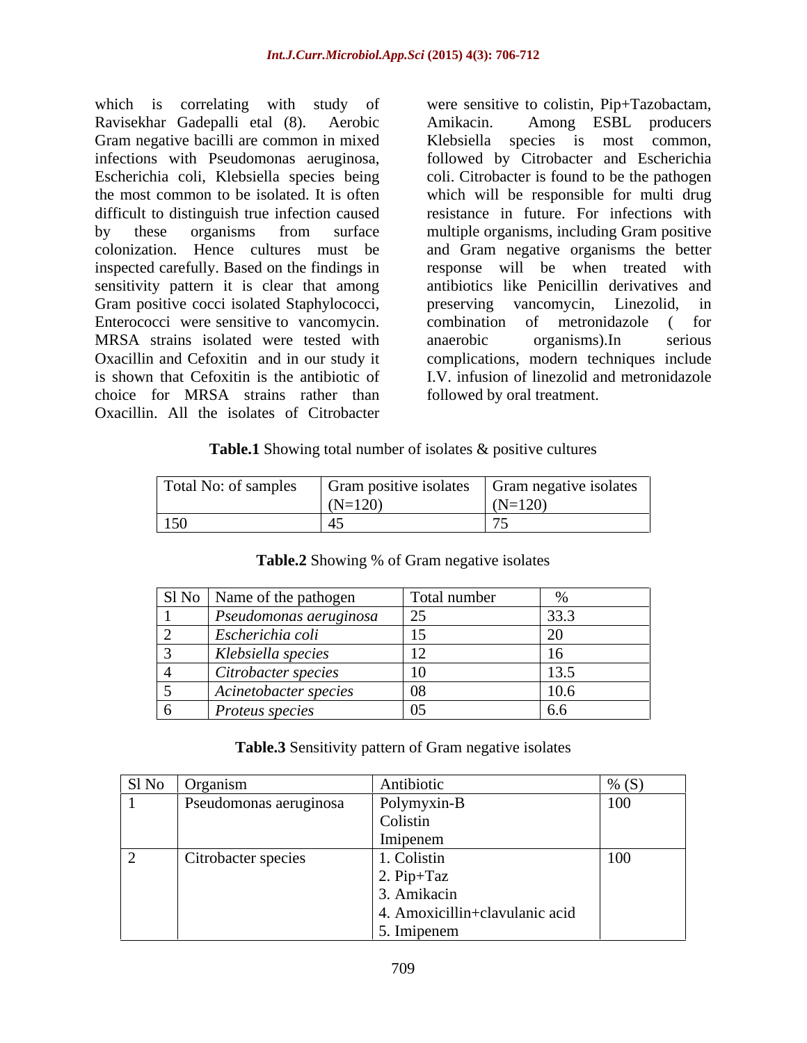which is correlating with study of Ravisekhar Gadepalli etal (8). Aerobic Gram negative bacilli are common in mixed infections with Pseudomonas aeruginosa, Escherichia coli, Klebsiella species being the most common to be isolated. It is often difficult to distinguish true infection caused by these organisms from surface colonization. Hence cultures must be inspected carefully. Based on the findings in sensitivity pattern it is clear that among Gram positive cocci isolated Staphylococci, Enterococci were sensitive to vancomycin. MRSA strains isolated were tested with Oxacillin and Cefoxitin and in our study it is shown that Cefoxitin is the antibiotic of choice for MRSA strains rather than Oxacillin. All the isolates of Citrobacter were sensitive to colistin, Pip+Tazobactam, Amikacin. Among ESBL producers Klebsiella species is most common, followed by Citrobacter and Escherichia coli. Citrobacter is found to be the pathogen which will be responsible for multi drug resistance in future. For infections with multiple organisms, including Gram positive and Gram negative organisms the better response will be when treated with antibiotics like Penicillin derivatives and preserving vancomycin, Linezolid, in combination of metronidazole ( for anaerobic organisms).In serious complications, modern techniques include I.V. infusion of linezolid and metronidazole followed by oral treatment.

**Table.1** Showing total number of isolates & positive cultures

| Total No: of samples | Gram positive isolates (N=120) | Gram negative isolates (N=120) |
|---|---|---|
| 150 | 45 | 75 |

**Table.2** Showing % of Gram negative isolates

| Sl No | Name of the pathogen | Total number | % |
|---|---|---|---|
| 1 | *Pseudomonas aeruginosa* | 25 | 33.3 |
| 2 | *Escherichia coli* | 15 | 20 |
| 3 | *Klebsiella species* | 12 | 16 |
| 4 | *Citrobacter species* | 10 | 13.5 |
| 5 | *Acinetobacter species* | 08 | 10.6 |
| 6 | *Proteus species* | 05 | 6.6 |

**Table.3** Sensitivity pattern of Gram negative isolates

| Sl No | Organism | Antibiotic | % (S) |
|---|---|---|---|
| 1 | Pseudomonas aeruginosa | Polymyxin-B<br>Colistin<br>Imipenem | 100 |
| 2 | Citrobacter species | 1. Colistin<br>2. Pip+Taz<br>3. Amikacin<br>4. Amoxicillin+clavulanic acid<br>5. Imipenem | 100 |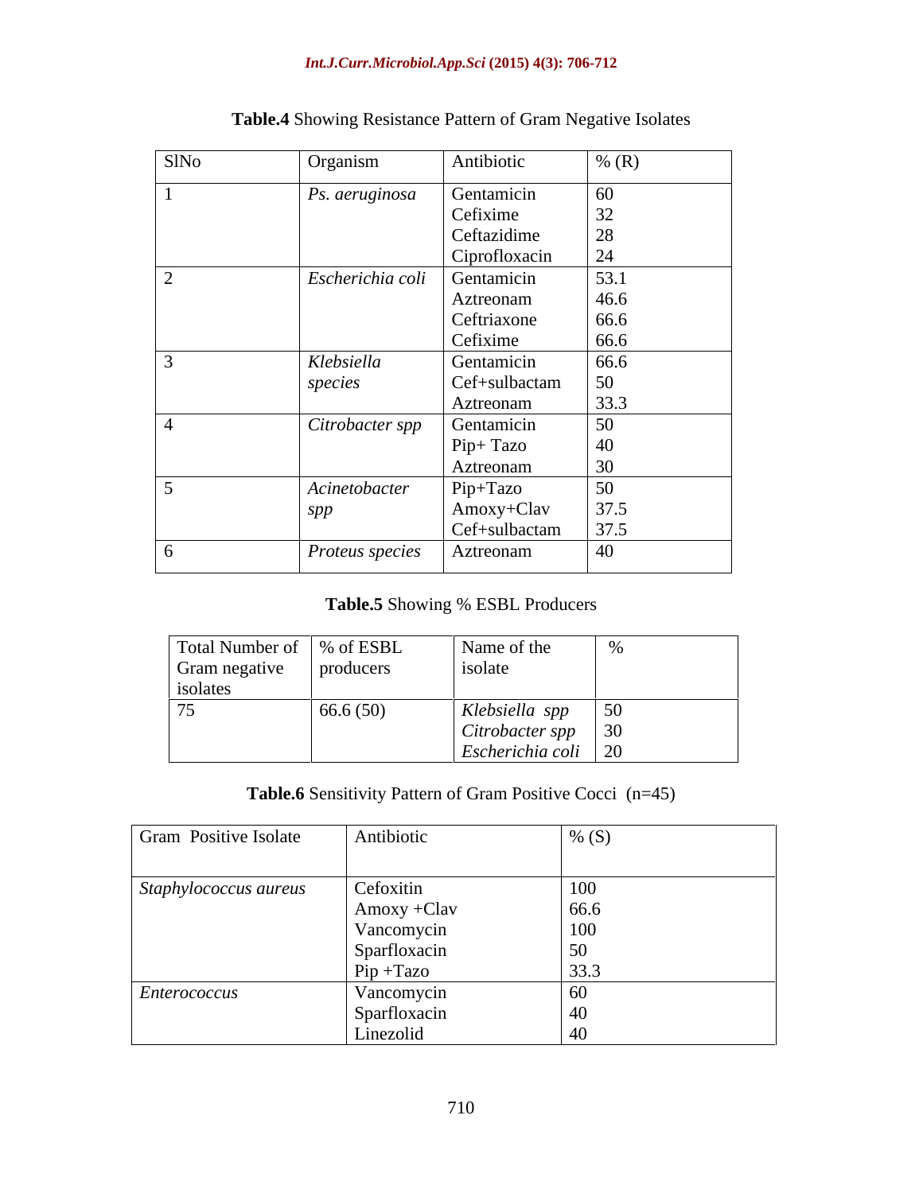**Table.4** Showing Resistance Pattern of Gram Negative Isolates

| SlNo | Organism | Antibiotic | % (R) |
|---|---|---|---|
| 1 | *Ps. aeruginosa* | Gentamicin<br>Cefixime<br>Ceftazidime<br>Ciprofloxacin | 60<br>32<br>28<br>24 |
| 2 | *Escherichia coli* | Gentamicin<br>Aztreonam<br>Ceftriaxone<br>Cefixime | 53.1<br>46.6<br>66.6<br>66.6 |
| 3 | *Klebsiella species* | Gentamicin<br>Cef+sulbactam<br>Aztreonam | 66.6<br>50<br>33.3 |
| 4 | *Citrobacter spp* | Gentamicin<br>Pip+ Tazo<br>Aztreonam | 50<br>40<br>30 |
| 5 | *Acinetobacter spp* | Pip+Tazo<br>Amoxy+Clav<br>Cef+sulbactam | 50<br>37.5<br>37.5 |
| 6 | *Proteus species* | Aztreonam | 40 |

**Table.5** Showing % ESBL Producers

| Total Number of Gram negative isolates | % of ESBL producers | Name of the isolate | % |
|---|---|---|---|
| 75 | 66.6 (50) | *Klebsiella spp*<br>*Citrobacter spp*<br>*Escherichia coli* | 50<br>30<br>20 |

**Table.6** Sensitivity Pattern of Gram Positive Cocci (n=45)

| Gram Positive Isolate | Antibiotic | % (S) |
|---|---|---|
| *Staphylococcus aureus* | Cefoxitin<br>Amoxy +Clav<br>Vancomycin<br>Sparfloxacin<br>Pip +Tazo | 100<br>66.6<br>100<br>50<br>33.3 |
| *Enterococcus* | Vancomycin<br>Sparfloxacin<br>Linezolid | 60<br>40<br>40 |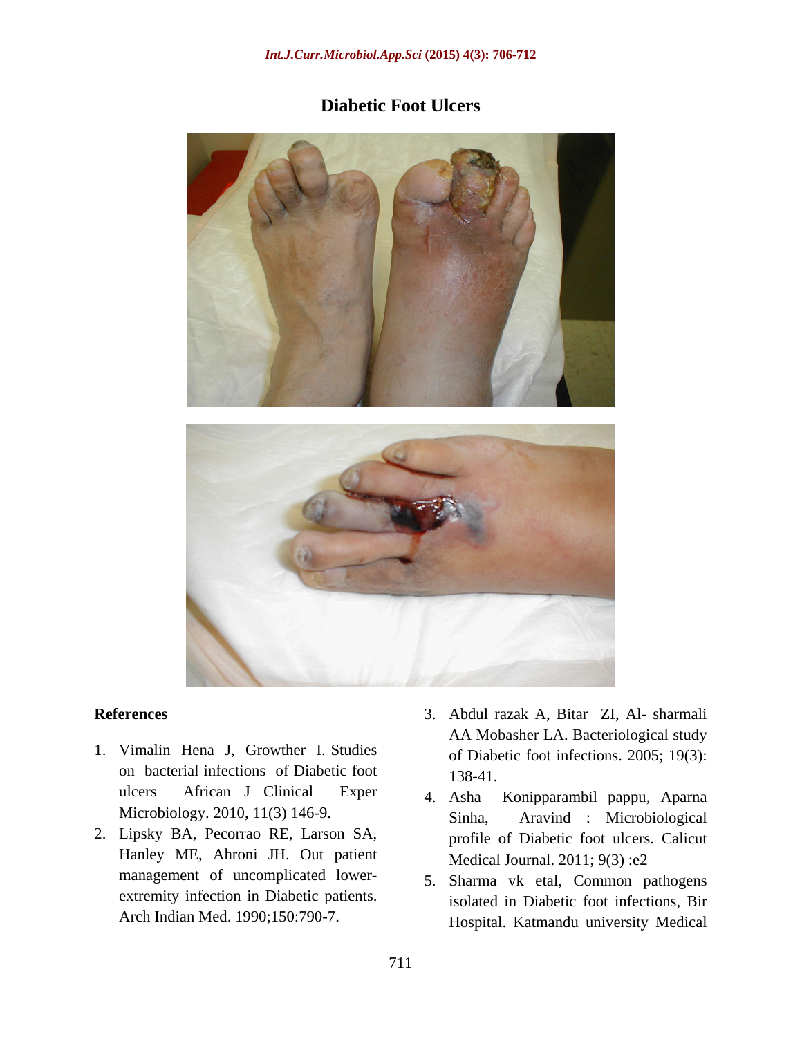**Diabetic Foot Ulcers**

## References

1. Vimalin Hena J, Growther I. Studies on bacterial infections of Diabetic foot ulcers African J Clinical Exper Microbiology. 2010, 11(3) 146-9.
2. Lipsky BA, Pecorrao RE, Larson SA, Hanley ME, Ahroni JH. Out patient management of uncomplicated lower-extremity infection in Diabetic patients. Arch Indian Med. 1990;150:790-7.
3. Abdul razak A, Bitar ZI, Al- sharmali AA Mobasher LA. Bacteriological study of Diabetic foot infections. 2005; 19(3): 138-41.
4. Asha Konipparambil pappu, Aparna Sinha, Aravind : Microbiological profile of Diabetic foot ulcers. Calicut Medical Journal. 2011; 9(3) :e2
5. Sharma vk etal, Common pathogens isolated in Diabetic foot infections, Bir Hospital. Katmandu university Medical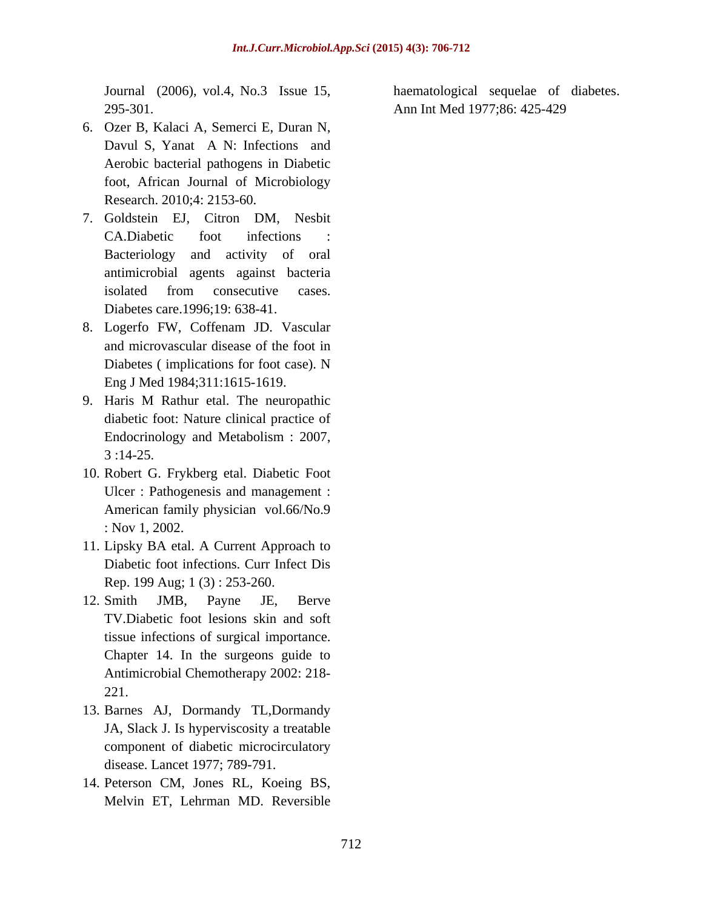Journal (2006), vol.4, No.3 Issue 15, 295-301.

6. Ozer B, Kalaci A, Semerci E, Duran N, Davul S, Yanat A N: Infections and Aerobic bacterial pathogens in Diabetic foot, African Journal of Microbiology Research. 2010;4: 2153-60.
7. Goldstein EJ, Citron DM, Nesbit CA.Diabetic foot infections : Bacteriology and activity of oral antimicrobial agents against bacteria isolated from consecutive cases. Diabetes care.1996;19: 638-41.
8. Logerfo FW, Coffenam JD. Vascular and microvascular disease of the foot in Diabetes ( implications for foot case). N Eng J Med 1984;311:1615-1619.
9. Haris M Rathur etal. The neuropathic diabetic foot: Nature clinical practice of Endocrinology and Metabolism : 2007, 3 :14-25.
10. Robert G. Frykberg etal. Diabetic Foot Ulcer : Pathogenesis and management : American family physician vol.66/No.9 : Nov 1, 2002.
11. Lipsky BA etal. A Current Approach to Diabetic foot infections. Curr Infect Dis Rep. 199 Aug; 1 (3) : 253-260.
12. Smith JMB, Payne JE, Berve TV.Diabetic foot lesions skin and soft tissue infections of surgical importance. Chapter 14. In the surgeons guide to Antimicrobial Chemotherapy 2002: 218-221.
13. Barnes AJ, Dormandy TL,Dormandy JA, Slack J. Is hyperviscosity a treatable component of diabetic microcirculatory disease. Lancet 1977; 789-791.
14. Peterson CM, Jones RL, Koeing BS, Melvin ET, Lehrman MD. Reversible haematological sequelae of diabetes. Ann Int Med 1977;86: 425-429